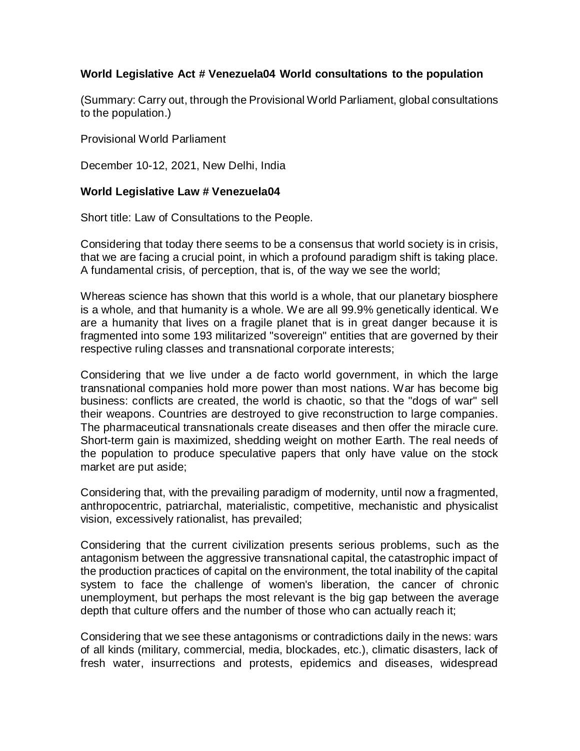**World Legislative Act # Venezuela04 World consultations to the population**

(Summary: Carry out, through the Provisional World Parliament, global consultations to the population.)

Provisional World Parliament

December 10-12, 2021, New Delhi, India

**World Legislative Law # Venezuela04**

Short title: Law of Consultations to the People.

Considering that today there seems to be a consensus that world society is in crisis, that we are facing a crucial point, in which a profound paradigm shift is taking place. A fundamental crisis, of perception, that is, of the way we see the world;

Whereas science has shown that this world is a whole, that our planetary biosphere is a whole, and that humanity is a whole. We are all 99.9% genetically identical. We are a humanity that lives on a fragile planet that is in great danger because it is fragmented into some 193 militarized "sovereign" entities that are governed by their respective ruling classes and transnational corporate interests;

Considering that we live under a de facto world government, in which the large transnational companies hold more power than most nations. War has become big business: conflicts are created, the world is chaotic, so that the "dogs of war" sell their weapons. Countries are destroyed to give reconstruction to large companies. The pharmaceutical transnationals create diseases and then offer the miracle cure. Short-term gain is maximized, shedding weight on mother Earth. The real needs of the population to produce speculative papers that only have value on the stock market are put aside;

Considering that, with the prevailing paradigm of modernity, until now a fragmented, anthropocentric, patriarchal, materialistic, competitive, mechanistic and physicalist vision, excessively rationalist, has prevailed;

Considering that the current civilization presents serious problems, such as the antagonism between the aggressive transnational capital, the catastrophic impact of the production practices of capital on the environment, the total inability of the capital system to face the challenge of women's liberation, the cancer of chronic unemployment, but perhaps the most relevant is the big gap between the average depth that culture offers and the number of those who can actually reach it;

Considering that we see these antagonisms or contradictions daily in the news: wars of all kinds (military, commercial, media, blockades, etc.), climatic disasters, lack of fresh water, insurrections and protests, epidemics and diseases, widespread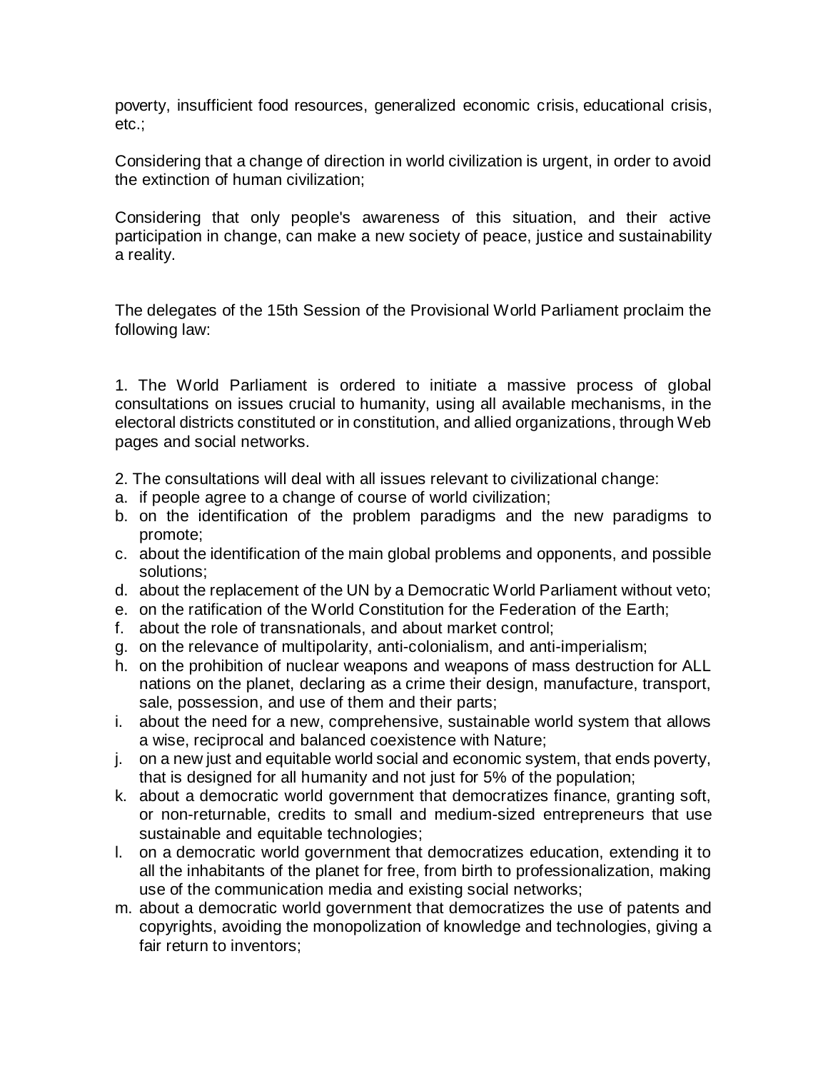poverty, insufficient food resources, generalized economic crisis, educational crisis, etc.;

Considering that a change of direction in world civilization is urgent, in order to avoid the extinction of human civilization;

Considering that only people's awareness of this situation, and their active participation in change, can make a new society of peace, justice and sustainability a reality.

The delegates of the 15th Session of the Provisional World Parliament proclaim the following law:

1. The World Parliament is ordered to initiate a massive process of global consultations on issues crucial to humanity, using all available mechanisms, in the electoral districts constituted or in constitution, and allied organizations, through Web pages and social networks.

2. The consultations will deal with all issues relevant to civilizational change:

a. if people agree to a change of course of world civilization;
b. on the identification of the problem paradigms and the new paradigms to promote;
c. about the identification of the main global problems and opponents, and possible solutions;
d. about the replacement of the UN by a Democratic World Parliament without veto;
e. on the ratification of the World Constitution for the Federation of the Earth;
f. about the role of transnationals, and about market control;
g. on the relevance of multipolarity, anti-colonialism, and anti-imperialism;
h. on the prohibition of nuclear weapons and weapons of mass destruction for ALL nations on the planet, declaring as a crime their design, manufacture, transport, sale, possession, and use of them and their parts;
i. about the need for a new, comprehensive, sustainable world system that allows a wise, reciprocal and balanced coexistence with Nature;
j. on a new just and equitable world social and economic system, that ends poverty, that is designed for all humanity and not just for 5% of the population;
k. about a democratic world government that democratizes finance, granting soft, or non-returnable, credits to small and medium-sized entrepreneurs that use sustainable and equitable technologies;
l. on a democratic world government that democratizes education, extending it to all the inhabitants of the planet for free, from birth to professionalization, making use of the communication media and existing social networks;
m. about a democratic world government that democratizes the use of patents and copyrights, avoiding the monopolization of knowledge and technologies, giving a fair return to inventors;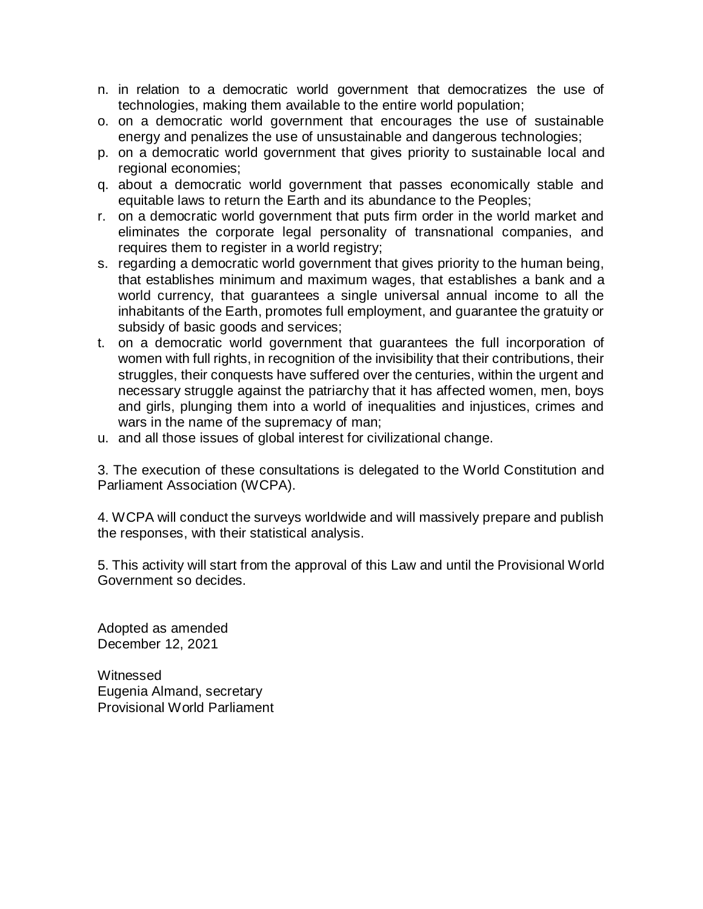n. in relation to a democratic world government that democratizes the use of technologies, making them available to the entire world population;
o. on a democratic world government that encourages the use of sustainable energy and penalizes the use of unsustainable and dangerous technologies;
p. on a democratic world government that gives priority to sustainable local and regional economies;
q. about a democratic world government that passes economically stable and equitable laws to return the Earth and its abundance to the Peoples;
r. on a democratic world government that puts firm order in the world market and eliminates the corporate legal personality of transnational companies, and requires them to register in a world registry;
s. regarding a democratic world government that gives priority to the human being, that establishes minimum and maximum wages, that establishes a bank and a world currency, that guarantees a single universal annual income to all the inhabitants of the Earth, promotes full employment, and guarantee the gratuity or subsidy of basic goods and services;
t. on a democratic world government that guarantees the full incorporation of women with full rights, in recognition of the invisibility that their contributions, their struggles, their conquests have suffered over the centuries, within the urgent and necessary struggle against the patriarchy that it has affected women, men, boys and girls, plunging them into a world of inequalities and injustices, crimes and wars in the name of the supremacy of man;
u. and all those issues of global interest for civilizational change.

3. The execution of these consultations is delegated to the World Constitution and Parliament Association (WCPA).

4. WCPA will conduct the surveys worldwide and will massively prepare and publish the responses, with their statistical analysis.

5. This activity will start from the approval of this Law and until the Provisional World Government so decides.

Adopted as amended
December 12, 2021

Witnessed
Eugenia Almand, secretary
Provisional World Parliament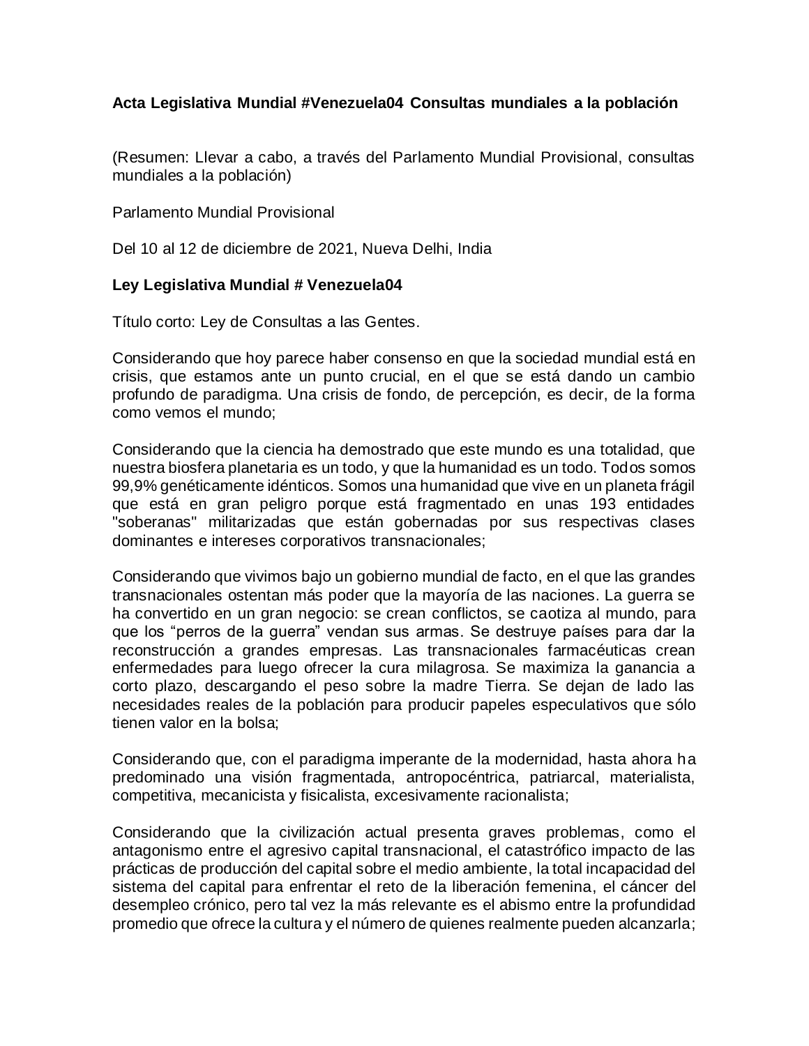**Acta Legislativa Mundial #Venezuela04 Consultas mundiales a la población**

(Resumen: Llevar a cabo, a través del Parlamento Mundial Provisional, consultas mundiales a la población)

Parlamento Mundial Provisional

Del 10 al 12 de diciembre de 2021, Nueva Delhi, India

**Ley Legislativa Mundial # Venezuela04**

Título corto: Ley de Consultas a las Gentes.

Considerando que hoy parece haber consenso en que la sociedad mundial está en crisis, que estamos ante un punto crucial, en el que se está dando un cambio profundo de paradigma. Una crisis de fondo, de percepción, es decir, de la forma como vemos el mundo;

Considerando que la ciencia ha demostrado que este mundo es una totalidad, que nuestra biosfera planetaria es un todo, y que la humanidad es un todo. Todos somos 99,9% genéticamente idénticos. Somos una humanidad que vive en un planeta frágil que está en gran peligro porque está fragmentado en unas 193 entidades "soberanas" militarizadas que están gobernadas por sus respectivas clases dominantes e intereses corporativos transnacionales;

Considerando que vivimos bajo un gobierno mundial de facto, en el que las grandes transnacionales ostentan más poder que la mayoría de las naciones. La guerra se ha convertido en un gran negocio: se crean conflictos, se caotiza al mundo, para que los “perros de la guerra” vendan sus armas. Se destruye países para dar la reconstrucción a grandes empresas. Las transnacionales farmacéuticas crean enfermedades para luego ofrecer la cura milagrosa. Se maximiza la ganancia a corto plazo, descargando el peso sobre la madre Tierra. Se dejan de lado las necesidades reales de la población para producir papeles especulativos que sólo tienen valor en la bolsa;

Considerando que, con el paradigma imperante de la modernidad, hasta ahora ha predominado una visión fragmentada, antropocéntrica, patriarcal, materialista, competitiva, mecanicista y fisicalista, excesivamente racionalista;

Considerando que la civilización actual presenta graves problemas, como el antagonismo entre el agresivo capital transnacional, el catastrófico impacto de las prácticas de producción del capital sobre el medio ambiente, la total incapacidad del sistema del capital para enfrentar el reto de la liberación femenina, el cáncer del desempleo crónico, pero tal vez la más relevante es el abismo entre la profundidad promedio que ofrece la cultura y el número de quienes realmente pueden alcanzarla;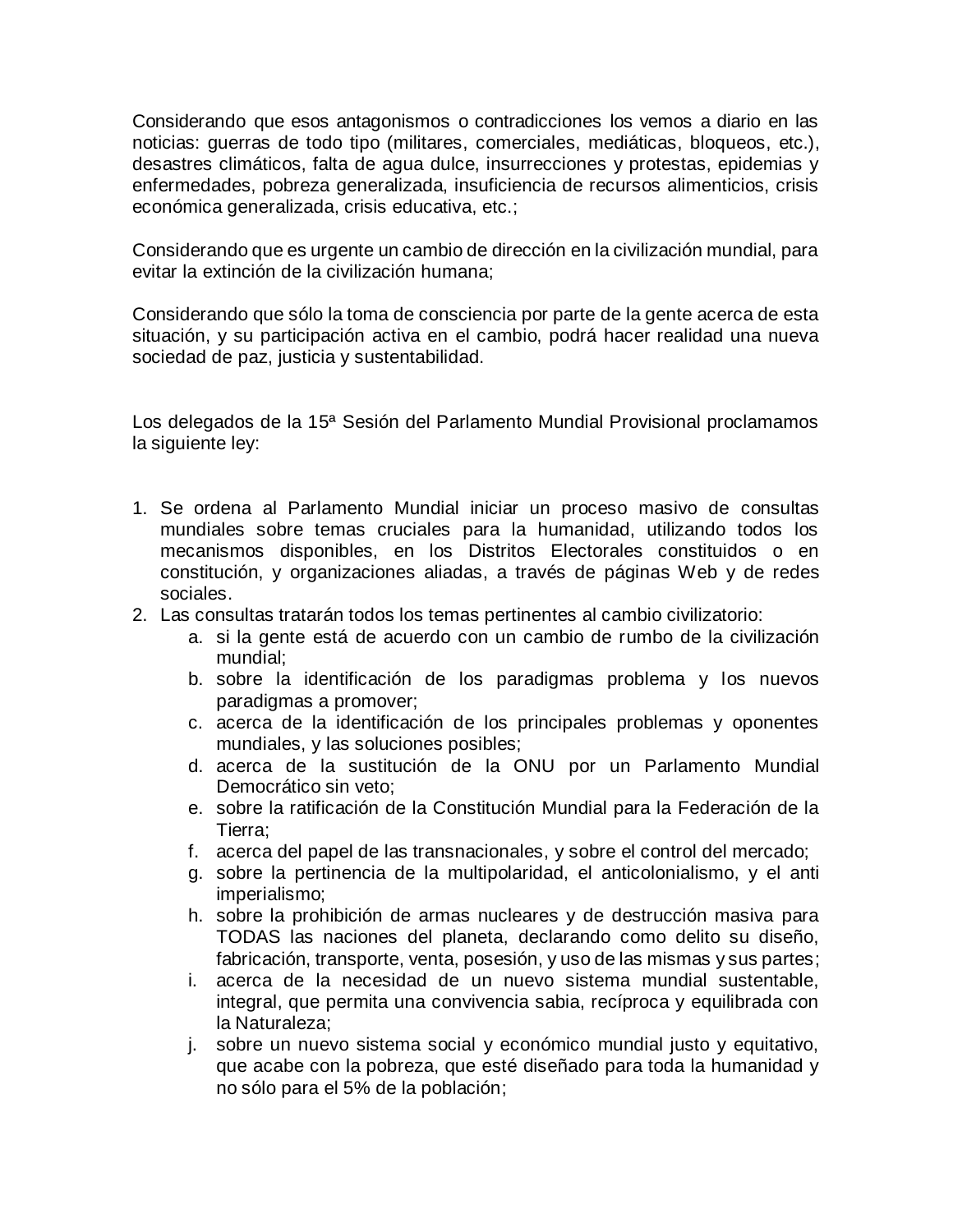Considerando que esos antagonismos o contradicciones los vemos a diario en las noticias: guerras de todo tipo (militares, comerciales, mediáticas, bloqueos, etc.), desastres climáticos, falta de agua dulce, insurrecciones y protestas, epidemias y enfermedades, pobreza generalizada, insuficiencia de recursos alimenticios, crisis económica generalizada, crisis educativa, etc.;

Considerando que es urgente un cambio de dirección en la civilización mundial, para evitar la extinción de la civilización humana;

Considerando que sólo la toma de consciencia por parte de la gente acerca de esta situación, y su participación activa en el cambio, podrá hacer realidad una nueva sociedad de paz, justicia y sustentabilidad.

Los delegados de la 15ª Sesión del Parlamento Mundial Provisional proclamamos la siguiente ley:

1. Se ordena al Parlamento Mundial iniciar un proceso masivo de consultas mundiales sobre temas cruciales para la humanidad, utilizando todos los mecanismos disponibles, en los Distritos Electorales constituidos o en constitución, y organizaciones aliadas, a través de páginas Web y de redes sociales.
2. Las consultas tratarán todos los temas pertinentes al cambio civilizatorio:
   a. si la gente está de acuerdo con un cambio de rumbo de la civilización mundial;
   b. sobre la identificación de los paradigmas problema y los nuevos paradigmas a promover;
   c. acerca de la identificación de los principales problemas y oponentes mundiales, y las soluciones posibles;
   d. acerca de la sustitución de la ONU por un Parlamento Mundial Democrático sin veto;
   e. sobre la ratificación de la Constitución Mundial para la Federación de la Tierra;
   f. acerca del papel de las transnacionales, y sobre el control del mercado;
   g. sobre la pertinencia de la multipolaridad, el anticolonialismo, y el anti imperialismo;
   h. sobre la prohibición de armas nucleares y de destrucción masiva para TODAS las naciones del planeta, declarando como delito su diseño, fabricación, transporte, venta, posesión, y uso de las mismas y sus partes;
   i. acerca de la necesidad de un nuevo sistema mundial sustentable, integral, que permita una convivencia sabia, recíproca y equilibrada con la Naturaleza;
   j. sobre un nuevo sistema social y económico mundial justo y equitativo, que acabe con la pobreza, que esté diseñado para toda la humanidad y no sólo para el 5% de la población;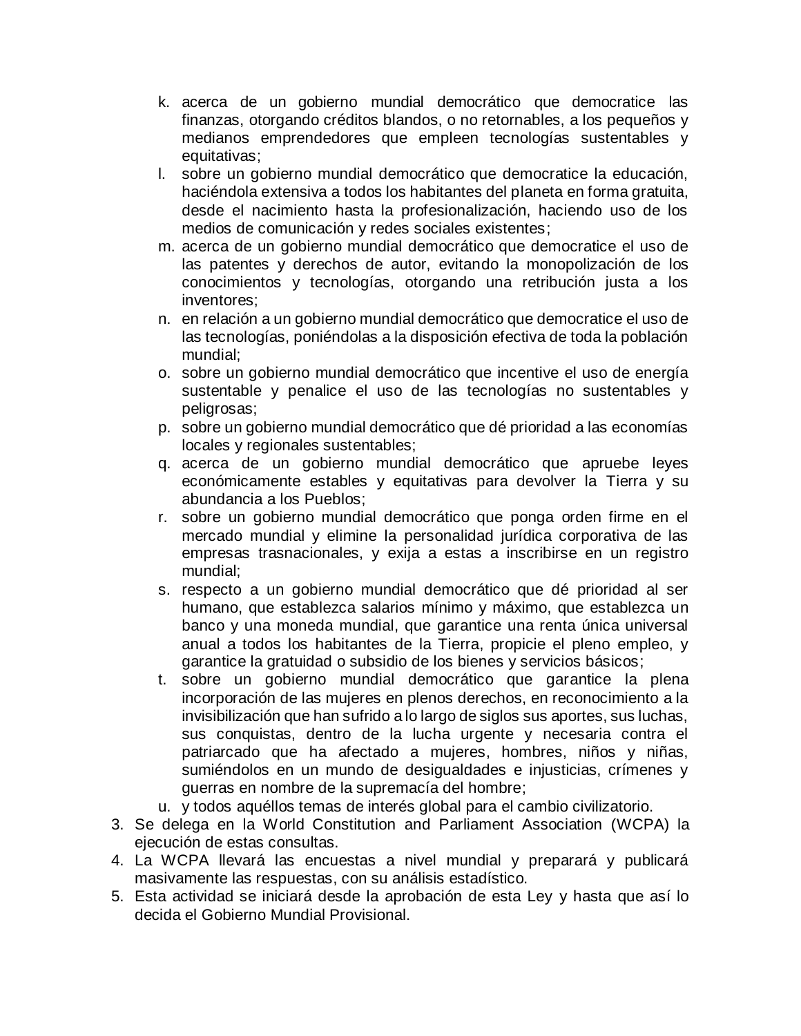k. acerca de un gobierno mundial democrático que democratice las finanzas, otorgando créditos blandos, o no retornables, a los pequeños y medianos emprendedores que empleen tecnologías sustentables y equitativas;
l. sobre un gobierno mundial democrático que democratice la educación, haciéndola extensiva a todos los habitantes del planeta en forma gratuita, desde el nacimiento hasta la profesionalización, haciendo uso de los medios de comunicación y redes sociales existentes;
m. acerca de un gobierno mundial democrático que democratice el uso de las patentes y derechos de autor, evitando la monopolización de los conocimientos y tecnologías, otorgando una retribución justa a los inventores;
n. en relación a un gobierno mundial democrático que democratice el uso de las tecnologías, poniéndolas a la disposición efectiva de toda la población mundial;
o. sobre un gobierno mundial democrático que incentive el uso de energía sustentable y penalice el uso de las tecnologías no sustentables y peligrosas;
p. sobre un gobierno mundial democrático que dé prioridad a las economías locales y regionales sustentables;
q. acerca de un gobierno mundial democrático que apruebe leyes económicamente estables y equitativas para devolver la Tierra y su abundancia a los Pueblos;
r. sobre un gobierno mundial democrático que ponga orden firme en el mercado mundial y elimine la personalidad jurídica corporativa de las empresas trasnacionales, y exija a estas a inscribirse en un registro mundial;
s. respecto a un gobierno mundial democrático que dé prioridad al ser humano, que establezca salarios mínimo y máximo, que establezca un banco y una moneda mundial, que garantice una renta única universal anual a todos los habitantes de la Tierra, propicie el pleno empleo, y garantice la gratuidad o subsidio de los bienes y servicios básicos;
t. sobre un gobierno mundial democrático que garantice la plena incorporación de las mujeres en plenos derechos, en reconocimiento a la invisibilización que han sufrido a lo largo de siglos sus aportes, sus luchas, sus conquistas, dentro de la lucha urgente y necesaria contra el patriarcado que ha afectado a mujeres, hombres, niños y niñas, sumiéndolos en un mundo de desigualdades e injusticias, crímenes y guerras en nombre de la supremacía del hombre;
u. y todos aquéllos temas de interés global para el cambio civilizatorio.

3. Se delega en la World Constitution and Parliament Association (WCPA) la ejecución de estas consultas.
4. La WCPA llevará las encuestas a nivel mundial y preparará y publicará masivamente las respuestas, con su análisis estadístico.
5. Esta actividad se iniciará desde la aprobación de esta Ley y hasta que así lo decida el Gobierno Mundial Provisional.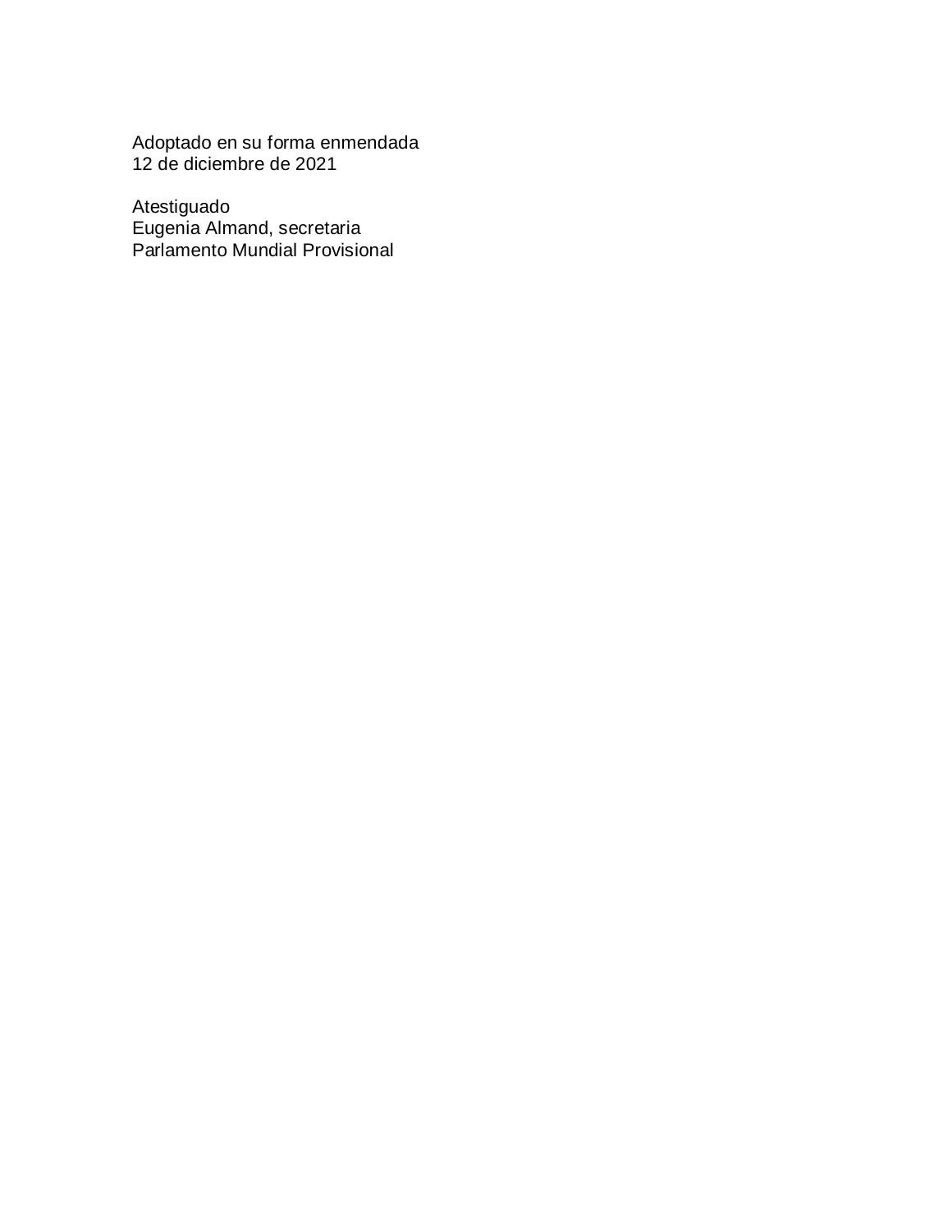Adoptado en su forma enmendada
12 de diciembre de 2021

Atestiguado
Eugenia Almand, secretaria
Parlamento Mundial Provisional